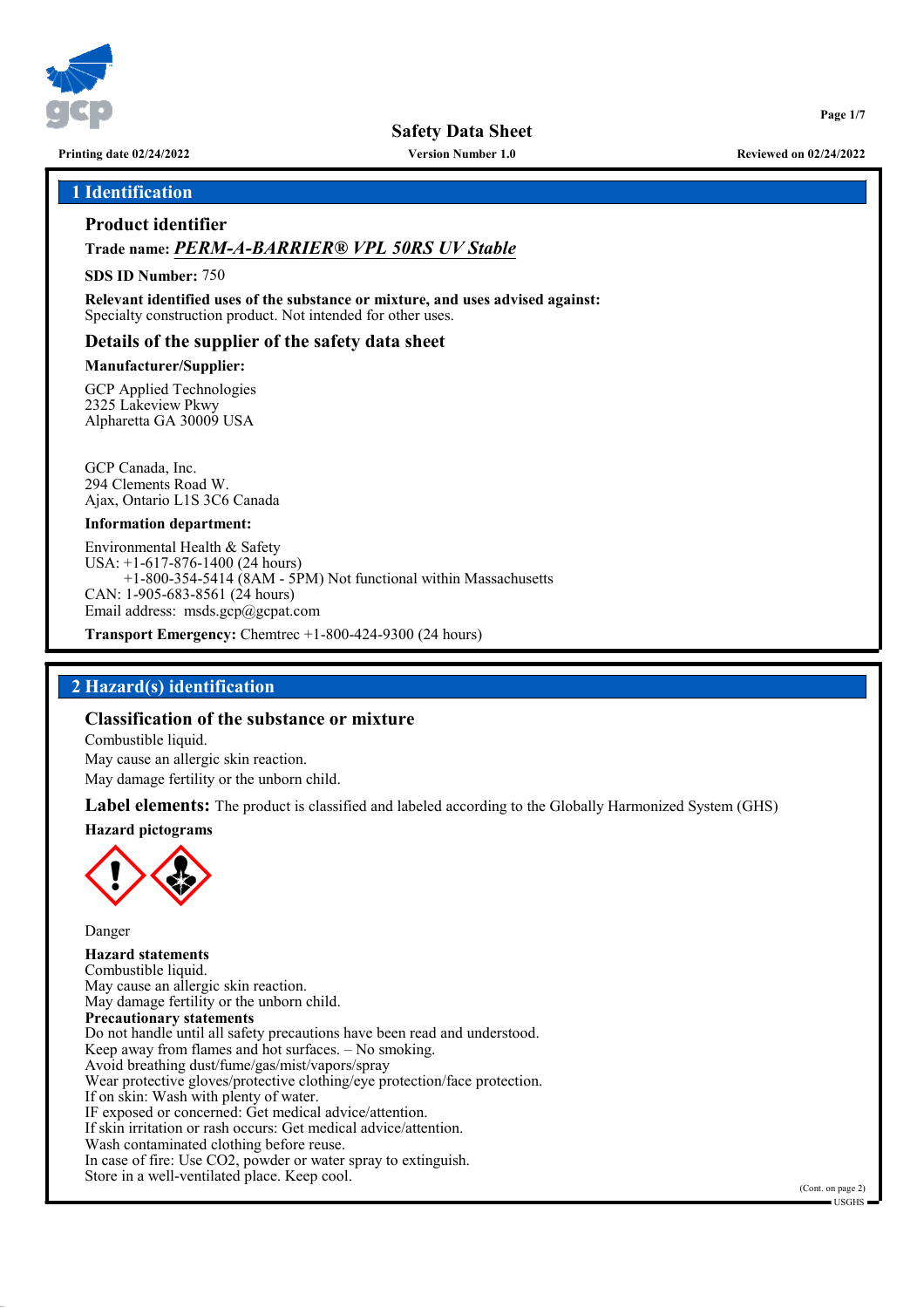# Safety Data Sheet

Printing date 02/24/2022 | Version Number 1.0 | Reviewed on 02/24/2022

## 1 Identification

### Product identifier

**Trade name:** ***PERM-A-BARRIER® VPL 50RS UV Stable***

**SDS ID Number:** 750

**Relevant identified uses of the substance or mixture, and uses advised against:**
Specialty construction product. Not intended for other uses.

### Details of the supplier of the safety data sheet

**Manufacturer/Supplier:**

GCP Applied Technologies
2325 Lakeview Pkwy
Alpharetta GA 30009 USA

GCP Canada, Inc.
294 Clements Road W.
Ajax, Ontario L1S 3C6 Canada

**Information department:**

Environmental Health & Safety
USA: +1-617-876-1400 (24 hours)
+1-800-354-5414 (8AM - 5PM) Not functional within Massachusetts
CAN: 1-905-683-8561 (24 hours)
Email address: msds.gcp@gcpat.com

**Transport Emergency:** Chemtrec +1-800-424-9300 (24 hours)

## 2 Hazard(s) identification

### Classification of the substance or mixture

Combustible liquid.
May cause an allergic skin reaction.
May damage fertility or the unborn child.

**Label elements:** The product is classified and labeled according to the Globally Harmonized System (GHS)

**Hazard pictograms**

Danger

**Hazard statements**
Combustible liquid.
May cause an allergic skin reaction.
May damage fertility or the unborn child.

**Precautionary statements**
Do not handle until all safety precautions have been read and understood.
Keep away from flames and hot surfaces. – No smoking.
Avoid breathing dust/fume/gas/mist/vapors/spray
Wear protective gloves/protective clothing/eye protection/face protection.
If on skin: Wash with plenty of water.
IF exposed or concerned: Get medical advice/attention.
If skin irritation or rash occurs: Get medical advice/attention.
Wash contaminated clothing before reuse.
In case of fire: Use CO2, powder or water spray to extinguish.
Store in a well-ventilated place. Keep cool.

(Cont. on page 2)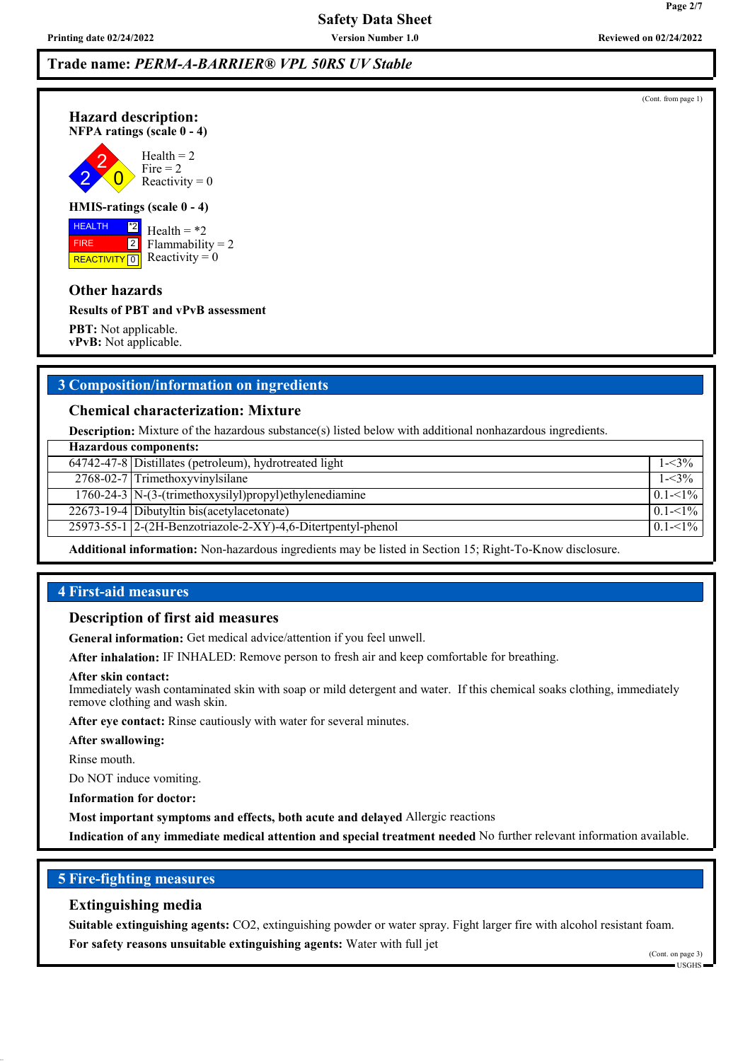## Trade name: *PERM-A-BARRIER® VPL 50RS UV Stable*

(Cont. from page 1)

### Hazard description:

**NFPA ratings (scale 0 - 4)**

Health = 2
Fire = 2
Reactivity = 0

**HMIS-ratings (scale 0 - 4)**

| | |
|---|---|
| HEALTH | *2 |
| FIRE | 2 |
| REACTIVITY | 0 |

Health = *2
Flammability = 2
Reactivity = 0

### Other hazards

**Results of PBT and vPvB assessment**

**PBT:** Not applicable.
**vPvB:** Not applicable.

## 3 Composition/information on ingredients

### Chemical characterization: Mixture

**Description:** Mixture of the hazardous substance(s) listed below with additional nonhazardous ingredients.

| Hazardous components: | | |
|---|---|---|
| 64742-47-8 | Distillates (petroleum), hydrotreated light | 1-<3% |
| 2768-02-7 | Trimethoxyvinylsilane | 1-<3% |
| 1760-24-3 | N-(3-(trimethoxysilyl)propyl)ethylenediamine | 0.1-<1% |
| 22673-19-4 | Dibutyltin bis(acetylacetonate) | 0.1-<1% |
| 25973-55-1 | 2-(2H-Benzotriazole-2-XY)-4,6-Ditertpentyl-phenol | 0.1-<1% |

**Additional information:** Non-hazardous ingredients may be listed in Section 15; Right-To-Know disclosure.

## 4 First-aid measures

### Description of first aid measures

**General information:** Get medical advice/attention if you feel unwell.

**After inhalation:** IF INHALED: Remove person to fresh air and keep comfortable for breathing.

**After skin contact:**
Immediately wash contaminated skin with soap or mild detergent and water. If this chemical soaks clothing, immediately remove clothing and wash skin.

**After eye contact:** Rinse cautiously with water for several minutes.

**After swallowing:**

Rinse mouth.

Do NOT induce vomiting.

**Information for doctor:**

**Most important symptoms and effects, both acute and delayed** Allergic reactions

**Indication of any immediate medical attention and special treatment needed** No further relevant information available.

## 5 Fire-fighting measures

### Extinguishing media

**Suitable extinguishing agents:** $CO_2$, extinguishing powder or water spray. Fight larger fire with alcohol resistant foam.

**For safety reasons unsuitable extinguishing agents:** Water with full jet

(Cont. on page 3)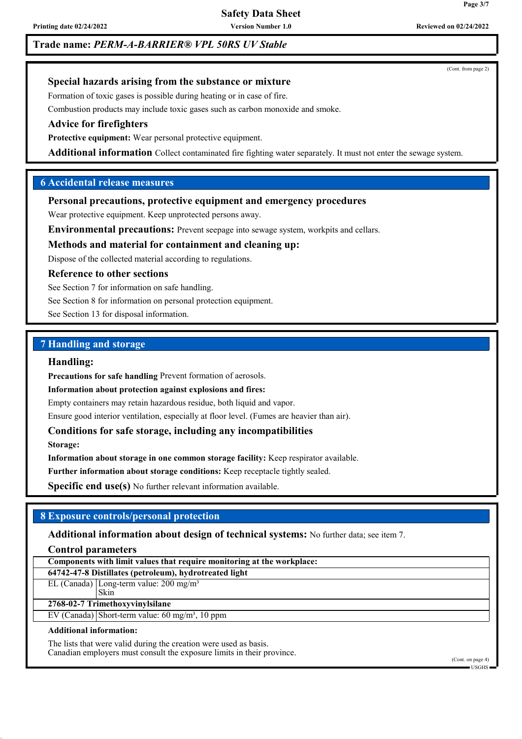**Trade name: *PERM-A-BARRIER® VPL 50RS UV Stable***

(Cont. from page 2)

### Special hazards arising from the substance or mixture

Formation of toxic gases is possible during heating or in case of fire.

Combustion products may include toxic gases such as carbon monoxide and smoke.

### Advice for firefighters

**Protective equipment:** Wear personal protective equipment.

**Additional information** Collect contaminated fire fighting water separately. It must not enter the sewage system.

## 6 Accidental release measures

### Personal precautions, protective equipment and emergency procedures

Wear protective equipment. Keep unprotected persons away.

**Environmental precautions:** Prevent seepage into sewage system, workpits and cellars.

### Methods and material for containment and cleaning up:

Dispose of the collected material according to regulations.

### Reference to other sections

See Section 7 for information on safe handling.

See Section 8 for information on personal protection equipment.

See Section 13 for disposal information.

## 7 Handling and storage

### Handling:

**Precautions for safe handling** Prevent formation of aerosols.

**Information about protection against explosions and fires:**

Empty containers may retain hazardous residue, both liquid and vapor.

Ensure good interior ventilation, especially at floor level. (Fumes are heavier than air).

### Conditions for safe storage, including any incompatibilities

**Storage:**

**Information about storage in one common storage facility:** Keep respirator available.

**Further information about storage conditions:** Keep receptacle tightly sealed.

**Specific end use(s)** No further relevant information available.

## 8 Exposure controls/personal protection

**Additional information about design of technical systems:** No further data; see item 7.

### Control parameters

| Components with limit values that require monitoring at the workplace: | |
|---|---|
| **64742-47-8 Distillates (petroleum), hydrotreated light** | |
| EL (Canada) | Long-term value: 200 mg/m³<br>Skin |
| **2768-02-7 Trimethoxyvinylsilane** | |
| EV (Canada) | Short-term value: 60 mg/m³, 10 ppm |

**Additional information:**

The lists that were valid during the creation were used as basis.
Canadian employers must consult the exposure limits in their province.

(Cont. on page 4)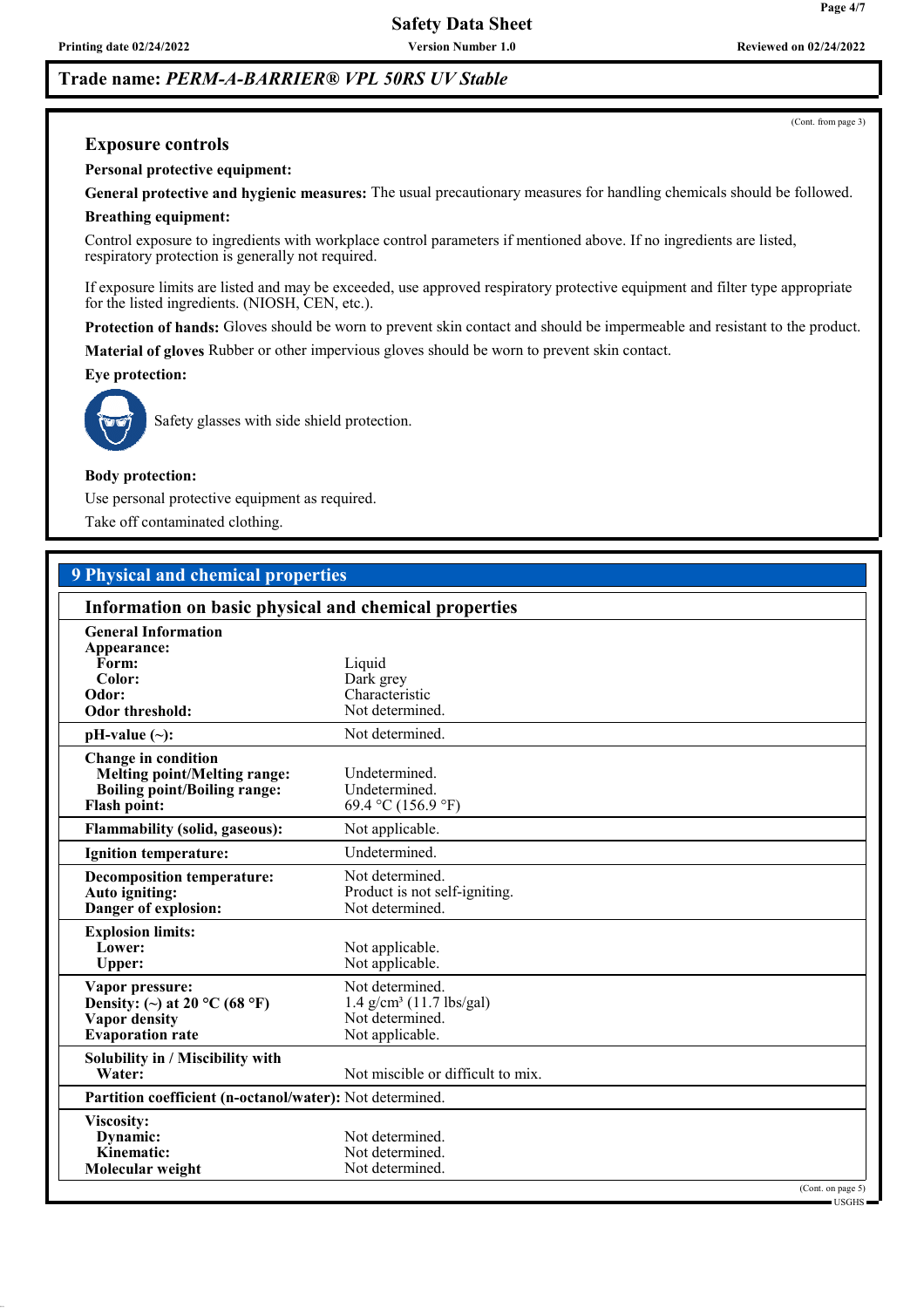**Trade name: *PERM-A-BARRIER® VPL 50RS UV Stable***

(Cont. from page 3)

### Exposure controls

**Personal protective equipment:**

**General protective and hygienic measures:** The usual precautionary measures for handling chemicals should be followed.

**Breathing equipment:**

Control exposure to ingredients with workplace control parameters if mentioned above. If no ingredients are listed, respiratory protection is generally not required.

If exposure limits are listed and may be exceeded, use approved respiratory protective equipment and filter type appropriate for the listed ingredients. (NIOSH, CEN, etc.).

**Protection of hands:** Gloves should be worn to prevent skin contact and should be impermeable and resistant to the product.

**Material of gloves** Rubber or other impervious gloves should be worn to prevent skin contact.

**Eye protection:**

Safety glasses with side shield protection.

**Body protection:**

Use personal protective equipment as required.

Take off contaminated clothing.

## 9 Physical and chemical properties

### Information on basic physical and chemical properties

| | |
|---|---|
| **General Information** | |
| **Appearance:** | |
| **Form:** | Liquid |
| **Color:** | Dark grey |
| **Odor:** | Characteristic |
| **Odor threshold:** | Not determined. |
| **pH-value (~):** | Not determined. |
| **Change in condition** | |
| **Melting point/Melting range:** | Undetermined. |
| **Boiling point/Boiling range:** | Undetermined. |
| **Flash point:** | 69.4 °C (156.9 °F) |
| **Flammability (solid, gaseous):** | Not applicable. |
| **Ignition temperature:** | Undetermined. |
| **Decomposition temperature:** | Not determined. |
| **Auto igniting:** | Product is not self-igniting. |
| **Danger of explosion:** | Not determined. |
| **Explosion limits:** | |
| **Lower:** | Not applicable. |
| **Upper:** | Not applicable. |
| **Vapor pressure:** | Not determined. |
| **Density: (~) at 20 °C (68 °F)** | 1.4 g/cm³ (11.7 lbs/gal) |
| **Vapor density** | Not determined. |
| **Evaporation rate** | Not applicable. |
| **Solubility in / Miscibility with** | |
| **Water:** | Not miscible or difficult to mix. |
| **Partition coefficient (n-octanol/water):** | Not determined. |
| **Viscosity:** | |
| **Dynamic:** | Not determined. |
| **Kinematic:** | Not determined. |
| **Molecular weight** | Not determined. |

(Cont. on page 5)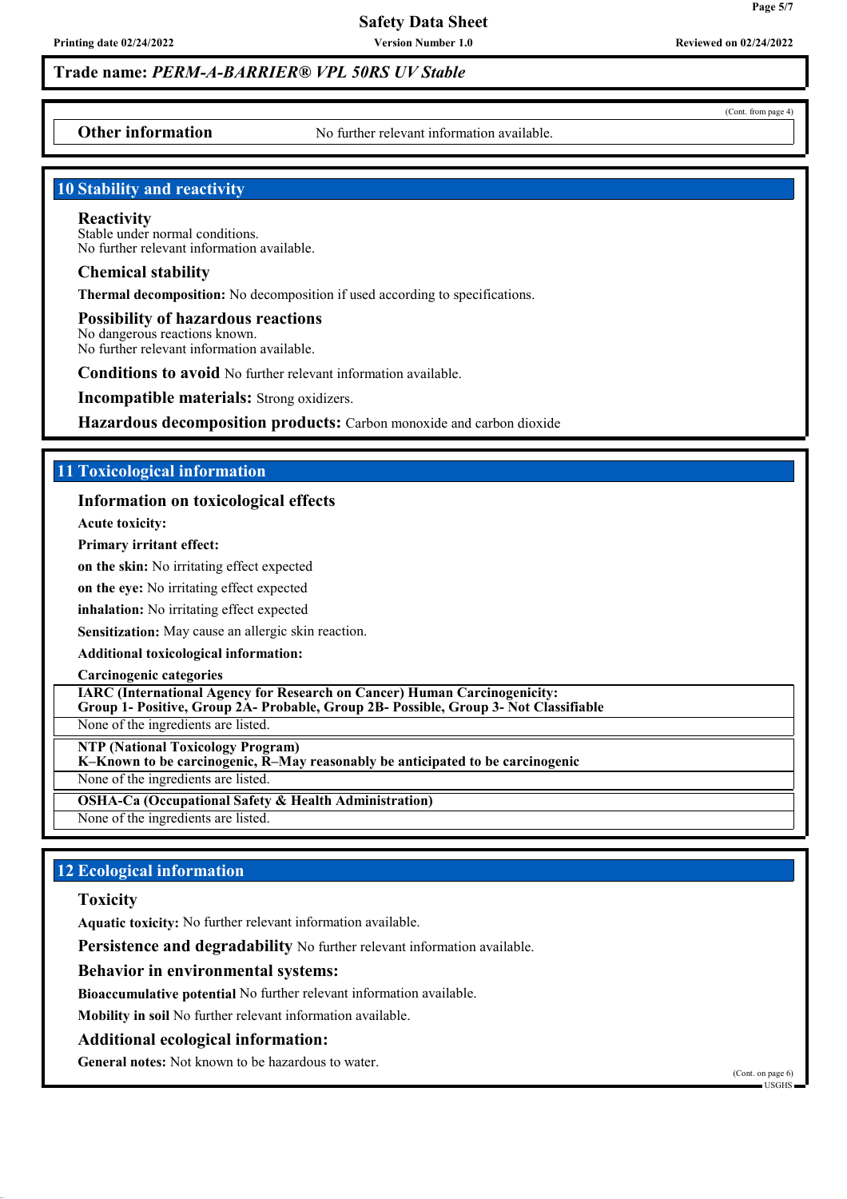**Trade name:** ***PERM-A-BARRIER® VPL 50RS UV Stable***

(Cont. from page 4)

**Other information** No further relevant information available.

## 10 Stability and reactivity

### Reactivity
Stable under normal conditions.
No further relevant information available.

### Chemical stability
**Thermal decomposition:** No decomposition if used according to specifications.

### Possibility of hazardous reactions
No dangerous reactions known.
No further relevant information available.

**Conditions to avoid** No further relevant information available.

**Incompatible materials:** Strong oxidizers.

**Hazardous decomposition products:** Carbon monoxide and carbon dioxide

## 11 Toxicological information

### Information on toxicological effects

**Acute toxicity:**

**Primary irritant effect:**

**on the skin:** No irritating effect expected

**on the eye:** No irritating effect expected

**inhalation:** No irritating effect expected

**Sensitization:** May cause an allergic skin reaction.

**Additional toxicological information:**

**Carcinogenic categories**

**IARC (International Agency for Research on Cancer) Human Carcinogenicity: Group 1- Positive, Group 2A- Probable, Group 2B- Possible, Group 3- Not Classifiable**

None of the ingredients are listed.

**NTP (National Toxicology Program)**
**K–Known to be carcinogenic, R–May reasonably be anticipated to be carcinogenic**

None of the ingredients are listed.

**OSHA-Ca (Occupational Safety & Health Administration)**

None of the ingredients are listed.

## 12 Ecological information

### Toxicity
**Aquatic toxicity:** No further relevant information available.

**Persistence and degradability** No further relevant information available.

### Behavior in environmental systems:
**Bioaccumulative potential** No further relevant information available.

**Mobility in soil** No further relevant information available.

### Additional ecological information:
**General notes:** Not known to be hazardous to water.

(Cont. on page 6)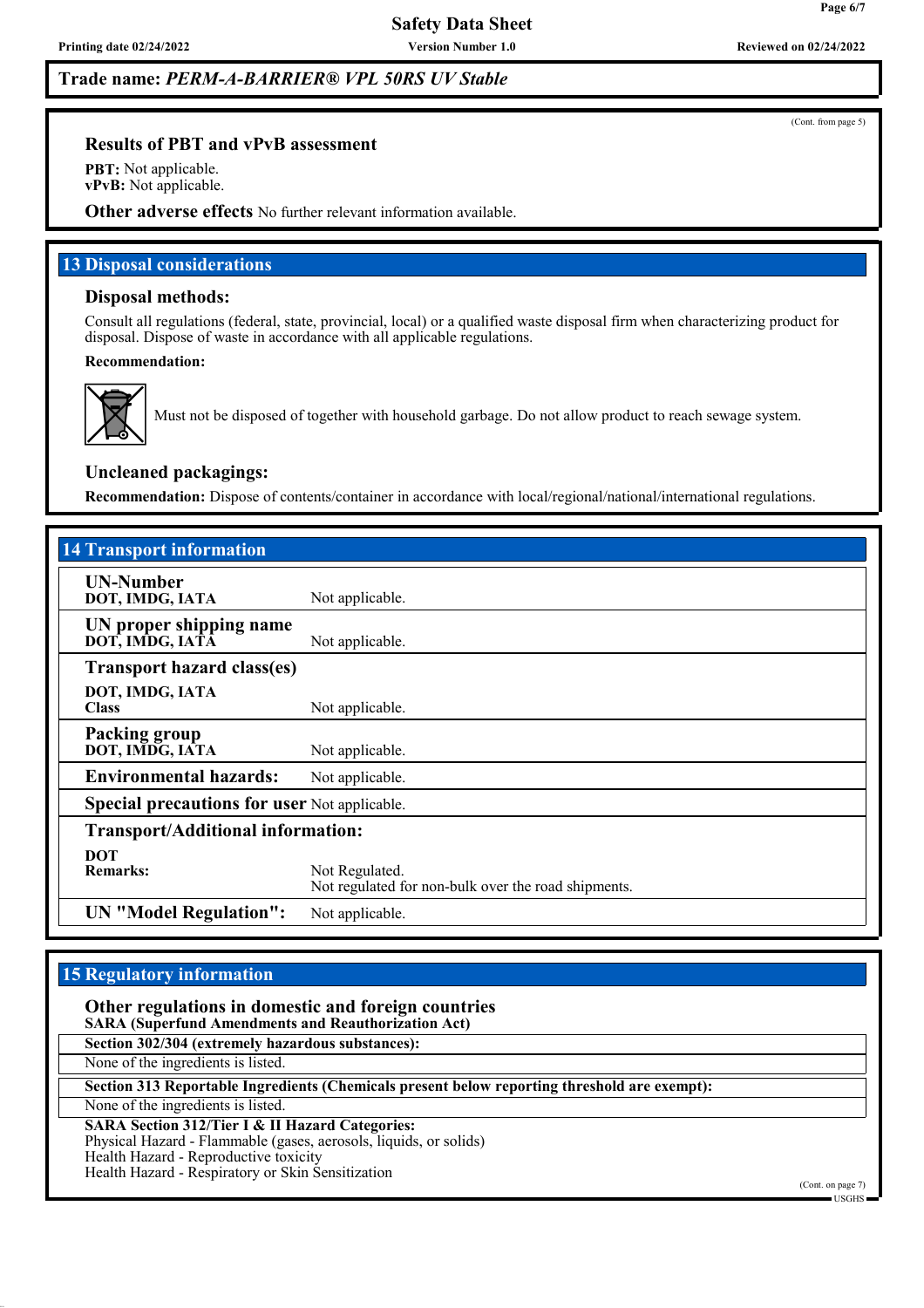**Trade name:** ***PERM-A-BARRIER® VPL 50RS UV Stable***

(Cont. from page 5)

### Results of PBT and vPvB assessment

**PBT:** Not applicable.
**vPvB:** Not applicable.

**Other adverse effects** No further relevant information available.

## 13 Disposal considerations

### Disposal methods:

Consult all regulations (federal, state, provincial, local) or a qualified waste disposal firm when characterizing product for disposal. Dispose of waste in accordance with all applicable regulations.

**Recommendation:**

Must not be disposed of together with household garbage. Do not allow product to reach sewage system.

### Uncleaned packagings:

**Recommendation:** Dispose of contents/container in accordance with local/regional/national/international regulations.

## 14 Transport information

| | |
|---|---|
| **UN-Number**<br>**DOT, IMDG, IATA** | Not applicable. |
| **UN proper shipping name**<br>**DOT, IMDG, IATA** | Not applicable. |
| **Transport hazard class(es)** | |
| **DOT, IMDG, IATA**<br>**Class** | Not applicable. |
| **Packing group**<br>**DOT, IMDG, IATA** | Not applicable. |
| **Environmental hazards:** | Not applicable. |
| **Special precautions for user** | Not applicable. |
| **Transport/Additional information:** | |
| **DOT**<br>**Remarks:** | Not Regulated.<br>Not regulated for non-bulk over the road shipments. |
| **UN "Model Regulation":** | Not applicable. |

## 15 Regulatory information

### Other regulations in domestic and foreign countries

**SARA (Superfund Amendments and Reauthorization Act)**

**Section 302/304 (extremely hazardous substances):**

None of the ingredients is listed.

**Section 313 Reportable Ingredients (Chemicals present below reporting threshold are exempt):**

None of the ingredients is listed.

**SARA Section 312/Tier I & II Hazard Categories:**
Physical Hazard - Flammable (gases, aerosols, liquids, or solids)
Health Hazard - Reproductive toxicity
Health Hazard - Respiratory or Skin Sensitization

(Cont. on page 7)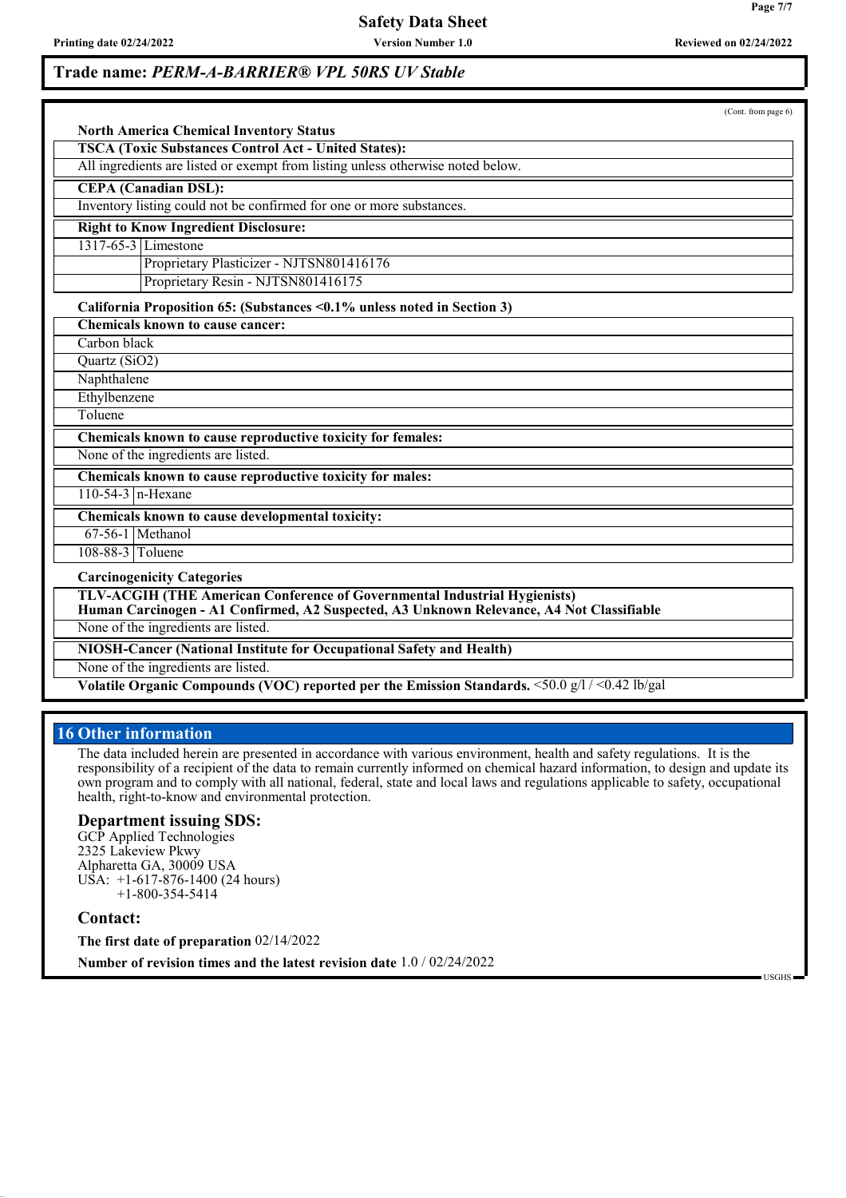**Trade name: *PERM-A-BARRIER® VPL 50RS UV Stable***

(Cont. from page 6)

**North America Chemical Inventory Status**

| **TSCA (Toxic Substances Control Act - United States):** |
|---|
| All ingredients are listed or exempt from listing unless otherwise noted below. |

| **CEPA (Canadian DSL):** |
|---|
| Inventory listing could not be confirmed for one or more substances. |

| **Right to Know Ingredient Disclosure:** | |
|---|---|
| 1317-65-3 | Limestone |
| | Proprietary Plasticizer - NJTSN801416176 |
| | Proprietary Resin - NJTSN801416175 |

**California Proposition 65: (Substances <0.1% unless noted in Section 3)**

| **Chemicals known to cause cancer:** |
|---|
| Carbon black |
| Quartz ($SiO_2$) |
| Naphthalene |
| Ethylbenzene |
| Toluene |

| **Chemicals known to cause reproductive toxicity for females:** |
|---|
| None of the ingredients are listed. |

| **Chemicals known to cause reproductive toxicity for males:** | |
|---|---|
| 110-54-3 | n-Hexane |

| **Chemicals known to cause developmental toxicity:** | |
|---|---|
| 67-56-1 | Methanol |
| 108-88-3 | Toluene |

**Carcinogenicity Categories**

| **TLV-ACGIH (THE American Conference of Governmental Industrial Hygienists) Human Carcinogen - A1 Confirmed, A2 Suspected, A3 Unknown Relevance, A4 Not Classifiable** |
|---|
| None of the ingredients are listed. |

| **NIOSH-Cancer (National Institute for Occupational Safety and Health)** |
|---|
| None of the ingredients are listed. |

**Volatile Organic Compounds (VOC) reported per the Emission Standards.** <50.0 g/l / <0.42 lb/gal

## 16 Other information

The data included herein are presented in accordance with various environment, health and safety regulations. It is the responsibility of a recipient of the data to remain currently informed on chemical hazard information, to design and update its own program and to comply with all national, federal, state and local laws and regulations applicable to safety, occupational health, right-to-know and environmental protection.

### Department issuing SDS:

GCP Applied Technologies
2325 Lakeview Pkwy
Alpharetta GA, 30009 USA
USA: +1-617-876-1400 (24 hours)
+1-800-354-5414

### Contact:

**The first date of preparation** 02/14/2022

**Number of revision times and the latest revision date** 1.0 / 02/24/2022